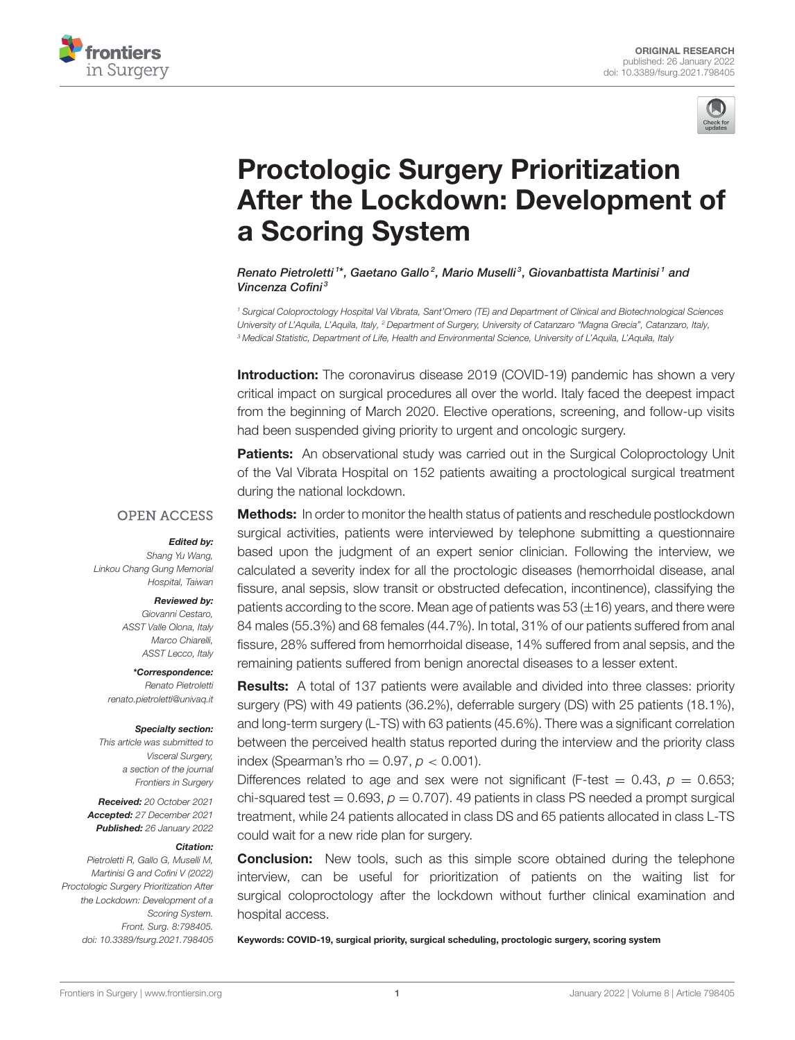ORIGINAL RESEARCH
published: 26 January 2022
doi: 10.3389/fsurg.2021.798405

# Proctologic Surgery Prioritization After the Lockdown: Development of a Scoring System

*Renato Pietroletti[1]\*, Gaetano Gallo[2], Mario Muselli[3], Giovanbattista Martinisi[1] and Vincenza Cofini[3]*

[1] Surgical Coloproctology Hospital Val Vibrata, Sant'Omero (TE) and Department of Clinical and Biotechnological Sciences University of L'Aquila, L'Aquila, Italy, [2] Department of Surgery, University of Catanzaro "Magna Grecia", Catanzaro, Italy, [3] Medical Statistic, Department of Life, Health and Environmental Science, University of L'Aquila, L'Aquila, Italy

**Introduction:** The coronavirus disease 2019 (COVID-19) pandemic has shown a very critical impact on surgical procedures all over the world. Italy faced the deepest impact from the beginning of March 2020. Elective operations, screening, and follow-up visits had been suspended giving priority to urgent and oncologic surgery.

**Patients:** An observational study was carried out in the Surgical Coloproctology Unit of the Val Vibrata Hospital on 152 patients awaiting a proctological surgical treatment during the national lockdown.

**Methods:** In order to monitor the health status of patients and reschedule postlockdown surgical activities, patients were interviewed by telephone submitting a questionnaire based upon the judgment of an expert senior clinician. Following the interview, we calculated a severity index for all the proctologic diseases (hemorrhoidal disease, anal fissure, anal sepsis, slow transit or obstructed defecation, incontinence), classifying the patients according to the score. Mean age of patients was 53 (±16) years, and there were 84 males (55.3%) and 68 females (44.7%). In total, 31% of our patients suffered from anal fissure, 28% suffered from hemorrhoidal disease, 14% suffered from anal sepsis, and the remaining patients suffered from benign anorectal diseases to a lesser extent.

**Results:** A total of 137 patients were available and divided into three classes: priority surgery (PS) with 49 patients (36.2%), deferrable surgery (DS) with 25 patients (18.1%), and long-term surgery (L-TS) with 63 patients (45.6%). There was a significant correlation between the perceived health status reported during the interview and the priority class index (Spearman's rho = 0.97, $p < 0.001$).

Differences related to age and sex were not significant (F-test = 0.43, $p = 0.653$; chi-squared test = 0.693, $p = 0.707$). 49 patients in class PS needed a prompt surgical treatment, while 24 patients allocated in class DS and 65 patients allocated in class L-TS could wait for a new ride plan for surgery.

**Conclusion:** New tools, such as this simple score obtained during the telephone interview, can be useful for prioritization of patients on the waiting list for surgical coloproctology after the lockdown without further clinical examination and hospital access.

**Keywords: COVID-19, surgical priority, surgical scheduling, proctologic surgery, scoring system**

OPEN ACCESS

***Edited by:***
*Shang Yu Wang, Linkou Chang Gung Memorial Hospital, Taiwan*

***Reviewed by:***
*Giovanni Cestaro, ASST Valle Olona, Italy*
*Marco Chiarelli, ASST Lecco, Italy*

***\*Correspondence:***
*Renato Pietroletti*
*renato.pietroletti@univaq.it*

***Specialty section:***
*This article was submitted to Visceral Surgery, a section of the journal Frontiers in Surgery*

***Received:*** *20 October 2021*
***Accepted:*** *27 December 2021*
***Published:*** *26 January 2022*

***Citation:***
*Pietroletti R, Gallo G, Muselli M, Martinisi G and Cofini V (2022) Proctologic Surgery Prioritization After the Lockdown: Development of a Scoring System. Front. Surg. 8:798405. doi: 10.3389/fsurg.2021.798405*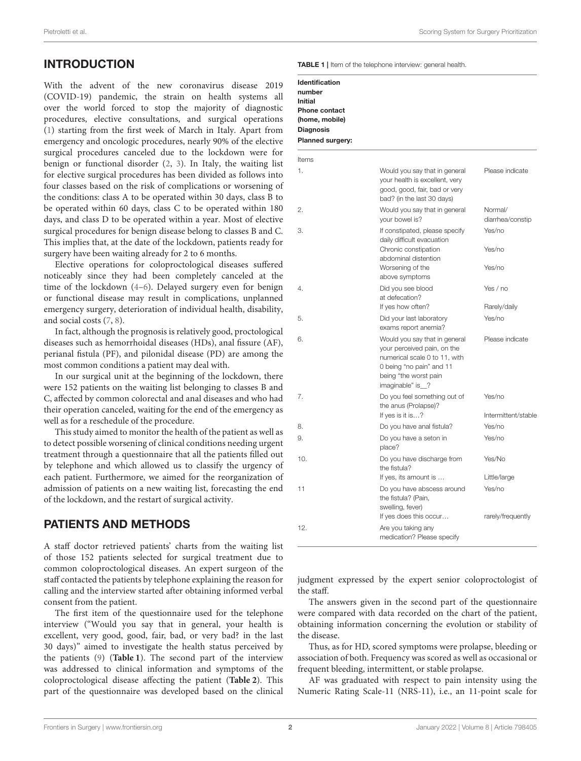## INTRODUCTION

With the advent of the new coronavirus disease 2019 (COVID-19) pandemic, the strain on health systems all over the world forced to stop the majority of diagnostic procedures, elective consultations, and surgical operations (1) starting from the first week of March in Italy. Apart from emergency and oncologic procedures, nearly 90% of the elective surgical procedures canceled due to the lockdown were for benign or functional disorder (2, 3). In Italy, the waiting list for elective surgical procedures has been divided as follows into four classes based on the risk of complications or worsening of the conditions: class A to be operated within 30 days, class B to be operated within 60 days, class C to be operated within 180 days, and class D to be operated within a year. Most of elective surgical procedures for benign disease belong to classes B and C. This implies that, at the date of the lockdown, patients ready for surgery have been waiting already for 2 to 6 months.

Elective operations for coloproctological diseases suffered noticeably since they had been completely canceled at the time of the lockdown (4–6). Delayed surgery even for benign or functional disease may result in complications, unplanned emergency surgery, deterioration of individual health, disability, and social costs (7, 8).

In fact, although the prognosis is relatively good, proctological diseases such as hemorrhoidal diseases (HDs), anal fissure (AF), perianal fistula (PF), and pilonidal disease (PD) are among the most common conditions a patient may deal with.

In our surgical unit at the beginning of the lockdown, there were 152 patients on the waiting list belonging to classes B and C, affected by common colorectal and anal diseases and who had their operation canceled, waiting for the end of the emergency as well as for a reschedule of the procedure.

This study aimed to monitor the health of the patient as well as to detect possible worsening of clinical conditions needing urgent treatment through a questionnaire that all the patients filled out by telephone and which allowed us to classify the urgency of each patient. Furthermore, we aimed for the reorganization of admission of patients on a new waiting list, forecasting the end of the lockdown, and the restart of surgical activity.

## PATIENTS AND METHODS

A staff doctor retrieved patients' charts from the waiting list of those 152 patients selected for surgical treatment due to common coloproctological diseases. An expert surgeon of the staff contacted the patients by telephone explaining the reason for calling and the interview started after obtaining informed verbal consent from the patient.

The first item of the questionnaire used for the telephone interview ("Would you say that in general, your health is excellent, very good, good, fair, bad, or very bad? in the last 30 days)" aimed to investigate the health status perceived by the patients (9) (**Table 1**). The second part of the interview was addressed to clinical information and symptoms of the coloproctological disease affecting the patient (**Table 2**). This part of the questionnaire was developed based on the clinical judgment expressed by the expert senior coloproctologist of the staff.

The answers given in the second part of the questionnaire were compared with data recorded on the chart of the patient, obtaining information concerning the evolution or stability of the disease.

Thus, as for HD, scored symptoms were prolapse, bleeding or association of both. Frequency was scored as well as occasional or frequent bleeding, intermittent, or stable prolapse.

AF was graduated with respect to pain intensity using the Numeric Rating Scale-11 (NRS-11), i.e., an 11-point scale for

**TABLE 1** | Item of the telephone interview: general health.

**Identification number**
**Initial**
**Phone contact (home, mobile)**
**Diagnosis**
**Planned surgery:**

| Items | | |
|---|---|---|
| 1. | Would you say that in general your health is excellent, very good, good, fair, bad or very bad? (in the last 30 days) | Please indicate |
| 2. | Would you say that in general your bowel is? | Normal/ diarrhea/constip |
| 3. | If constipated, please specify daily difficult evacuation | Yes/no |
| | Chronic constipation abdominal distention | Yes/no |
| | Worsening of the above symptoms | Yes/no |
| 4. | Did you see blood at defecation? | Yes / no |
| | If yes how often? | Rarely/daily |
| 5. | Did your last laboratory exams report anemia? | Yes/no |
| 6. | Would you say that in general your perceived pain, on the numerical scale 0 to 11, with 0 being "no pain" and 11 being "the worst pain imaginable" is__? | Please indicate |
| 7. | Do you feel something out of the anus (Prolapse)? | Yes/no |
| | If yes is it is…? | Intermittent/stable |
| 8. | Do you have anal fistula? | Yes/no |
| 9. | Do you have a seton in place? | Yes/no |
| 10. | Do you have discharge from the fistula? | Yes/No |
| | If yes, its amount is … | Little/large |
| 11 | Do you have abscess around the fistula? (Pain, swelling, fever) | Yes/no |
| | If yes does this occur… | rarely/frequently |
| 12. | Are you taking any medication? Please specify | |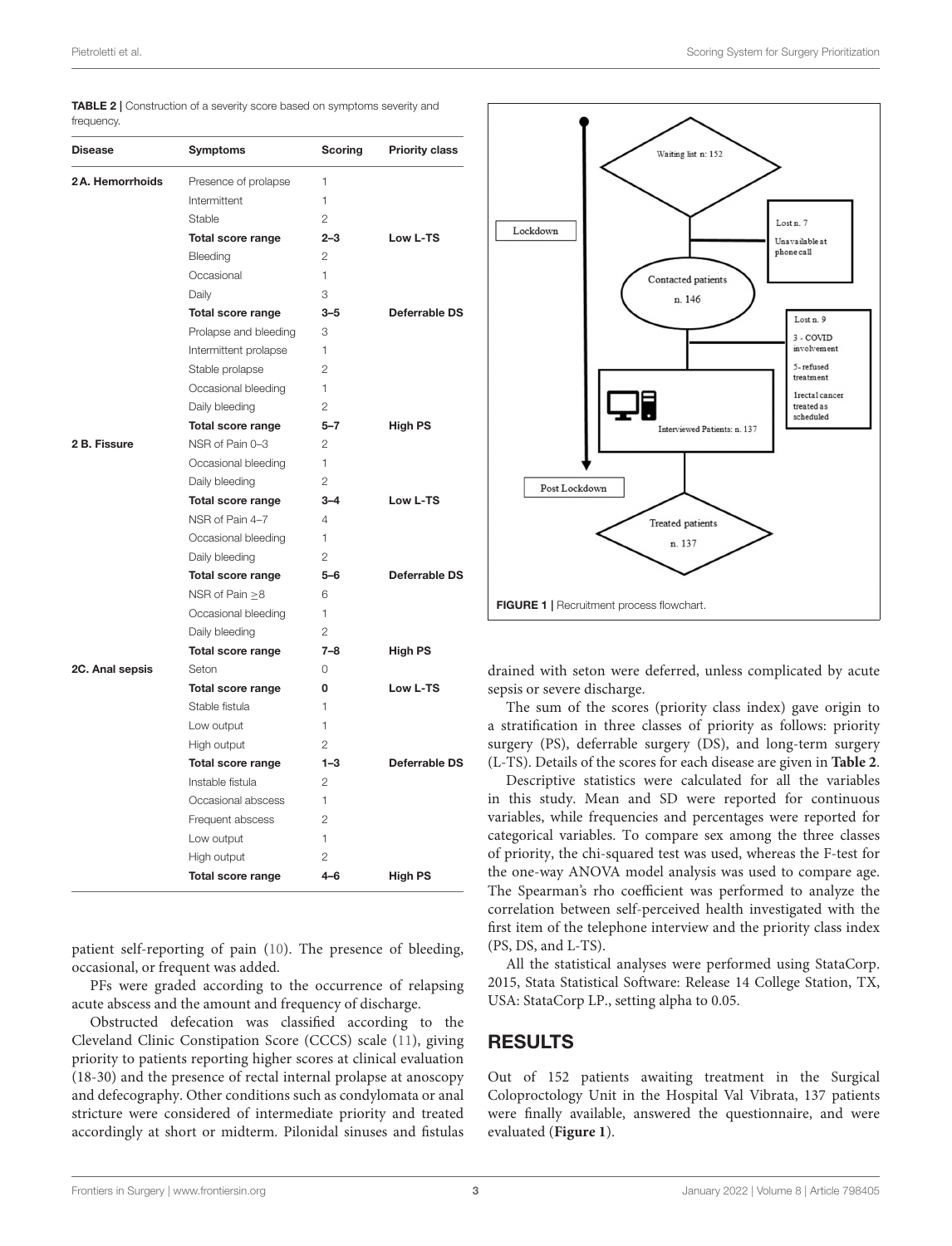**TABLE 2 |** Construction of a severity score based on symptoms severity and frequency.

| Disease | Symptoms | Scoring | Priority class |
|---|---|---|---|
| 2A. Hemorrhoids | Presence of prolapse | 1 | |
| | Intermittent | 1 | |
| | Stable | 2 | |
| | **Total score range** | **2–3** | **Low L-TS** |
| | Bleeding | 2 | |
| | Occasional | 1 | |
| | Daily | 3 | |
| | **Total score range** | **3–5** | **Deferrable DS** |
| | Prolapse and bleeding | 3 | |
| | Intermittent prolapse | 1 | |
| | Stable prolapse | 2 | |
| | Occasional bleeding | 1 | |
| | Daily bleeding | 2 | |
| | **Total score range** | **5–7** | **High PS** |
| 2 B. Fissure | NSR of Pain 0–3 | 2 | |
| | Occasional bleeding | 1 | |
| | Daily bleeding | 2 | |
| | **Total score range** | **3–4** | **Low L-TS** |
| | NSR of Pain 4–7 | 4 | |
| | Occasional bleeding | 1 | |
| | Daily bleeding | 2 | |
| | **Total score range** | **5–6** | **Deferrable DS** |
| | NSR of Pain ≥8 | 6 | |
| | Occasional bleeding | 1 | |
| | Daily bleeding | 2 | |
| | **Total score range** | **7–8** | **High PS** |
| 2C. Anal sepsis | Seton | 0 | |
| | **Total score range** | **0** | **Low L-TS** |
| | Stable fistula | 1 | |
| | Low output | 1 | |
| | High output | 2 | |
| | **Total score range** | **1–3** | **Deferrable DS** |
| | Instable fistula | 2 | |
| | Occasional abscess | 1 | |
| | Frequent abscess | 2 | |
| | Low output | 1 | |
| | High output | 2 | |
| | **Total score range** | **4–6** | **High PS** |

patient self-reporting of pain (10). The presence of bleeding, occasional, or frequent was added.

PFs were graded according to the occurrence of relapsing acute abscess and the amount and frequency of discharge.

Obstructed defecation was classified according to the Cleveland Clinic Constipation Score (CCCS) scale (11), giving priority to patients reporting higher scores at clinical evaluation (18-30) and the presence of rectal internal prolapse at anoscopy and defecography. Other conditions such as condylomata or anal stricture were considered of intermediate priority and treated accordingly at short or midterm. Pilonidal sinuses and fistulas drained with seton were deferred, unless complicated by acute sepsis or severe discharge.

Waiting list n: 152

Lockdown

Lost n. 7

Unavailable at phone call

Contacted patients n. 146

Lost n. 9

3 - COVID involvement

5- refused treatment

1rectal cancer treated as scheduled

Interviewed Patients: n. 137

Post Lockdown

Treated patients n. 137

**FIGURE 1 |** Recruitment process flowchart.

The sum of the scores (priority class index) gave origin to a stratification in three classes of priority as follows: priority surgery (PS), deferrable surgery (DS), and long-term surgery (L-TS). Details of the scores for each disease are given in **Table 2**.

Descriptive statistics were calculated for all the variables in this study. Mean and SD were reported for continuous variables, while frequencies and percentages were reported for categorical variables. To compare sex among the three classes of priority, the chi-squared test was used, whereas the F-test for the one-way ANOVA model analysis was used to compare age. The Spearman's rho coefficient was performed to analyze the correlation between self-perceived health investigated with the first item of the telephone interview and the priority class index (PS, DS, and L-TS).

All the statistical analyses were performed using StataCorp. 2015, Stata Statistical Software: Release 14 College Station, TX, USA: StataCorp LP., setting alpha to 0.05.

## RESULTS

Out of 152 patients awaiting treatment in the Surgical Coloproctology Unit in the Hospital Val Vibrata, 137 patients were finally available, answered the questionnaire, and were evaluated (**Figure 1**).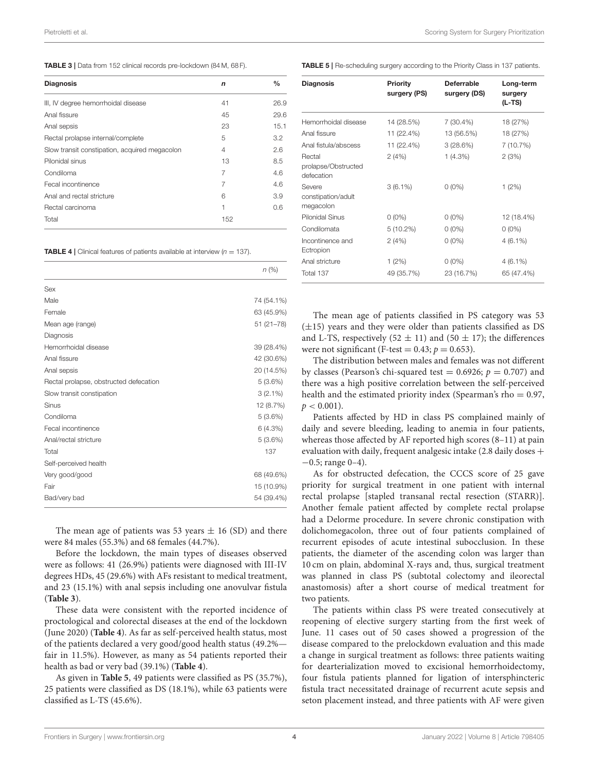**TABLE 3 |** Data from 152 clinical records pre-lockdown (84 M, 68 F).

| Diagnosis | *n* | % |
|---|---|---|
| III, IV degree hemorrhoidal disease | 41 | 26.9 |
| Anal fissure | 45 | 29.6 |
| Anal sepsis | 23 | 15.1 |
| Rectal prolapse internal/complete | 5 | 3.2 |
| Slow transit constipation, acquired megacolon | 4 | 2.6 |
| Pilonidal sinus | 13 | 8.5 |
| Condiloma | 7 | 4.6 |
| Fecal incontinence | 7 | 4.6 |
| Anal and rectal stricture | 6 | 3.9 |
| Rectal carcinoma | 1 | 0.6 |
| Total | 152 | |

**TABLE 4 |** Clinical features of patients available at interview ($n = 137$).

| | *n* (%) |
|---|---|
| Sex | |
| Male | 74 (54.1%) |
| Female | 63 (45.9%) |
| Mean age (range) | 51 (21–78) |
| Diagnosis | |
| Hemorrhoidal disease | 39 (28.4%) |
| Anal fissure | 42 (30.6%) |
| Anal sepsis | 20 (14.5%) |
| Rectal prolapse, obstructed defecation | 5 (3.6%) |
| Slow transit constipation | 3 (2.1%) |
| Sinus | 12 (8.7%) |
| Condiloma | 5 (3.6%) |
| Fecal incontinence | 6 (4.3%) |
| Anal/rectal stricture | 5 (3.6%) |
| Total | 137 |
| Self-perceived health | |
| Very good/good | 68 (49.6%) |
| Fair | 15 (10.9%) |
| Bad/very bad | 54 (39.4%) |

The mean age of patients was 53 years ± 16 (SD) and there were 84 males (55.3%) and 68 females (44.7%).

Before the lockdown, the main types of diseases observed were as follows: 41 (26.9%) patients were diagnosed with III-IV degrees HDs, 45 (29.6%) with AFs resistant to medical treatment, and 23 (15.1%) with anal sepsis including one anovulvar fistula (**Table 3**).

These data were consistent with the reported incidence of proctological and colorectal diseases at the end of the lockdown (June 2020) (**Table 4**). As far as self-perceived health status, most of the patients declared a very good/good health status (49.2%—fair in 11.5%). However, as many as 54 patients reported their health as bad or very bad (39.1%) (**Table 4**).

As given in **Table 5**, 49 patients were classified as PS (35.7%), 25 patients were classified as DS (18.1%), while 63 patients were classified as L-TS (45.6%).

**TABLE 5 |** Re-scheduling surgery according to the Priority Class in 137 patients.

| Diagnosis | Priority surgery (PS) | Deferrable surgery (DS) | Long-term surgery (L-TS) |
|---|---|---|---|
| Hemorrhoidal disease | 14 (28.5%) | 7 (30.4%) | 18 (27%) |
| Anal fissure | 11 (22.4%) | 13 (56.5%) | 18 (27%) |
| Anal fistula/abscess | 11 (22.4%) | 3 (28.6%) | 7 (10.7%) |
| Rectal prolapse/Obstructed defecation | 2 (4%) | 1 (4.3%) | 2 (3%) |
| Severe constipation/adult megacolon | 3 (6.1%) | 0 (0%) | 1 (2%) |
| Pilonidal Sinus | 0 (0%) | 0 (0%) | 12 (18.4%) |
| Condilomata | 5 (10.2%) | 0 (0%) | 0 (0%) |
| Incontinence and Ectropion | 2 (4%) | 0 (0%) | 4 (6.1%) |
| Anal stricture | 1 (2%) | 0 (0%) | 4 (6.1%) |
| Total 137 | 49 (35.7%) | 23 (16.7%) | 65 (47.4%) |

The mean age of patients classified in PS category was 53 (±15) years and they were older than patients classified as DS and L-TS, respectively (52 ± 11) and (50 ± 17); the differences were not significant (F-test = 0.43; $p = 0.653$).

The distribution between males and females was not different by classes (Pearson's chi-squared test = 0.6926; $p = 0.707$) and there was a high positive correlation between the self-perceived health and the estimated priority index (Spearman's rho = 0.97, $p < 0.001$).

Patients affected by HD in class PS complained mainly of daily and severe bleeding, leading to anemia in four patients, whereas those affected by AF reported high scores (8–11) at pain evaluation with daily, frequent analgesic intake (2.8 daily doses + −0.5; range 0–4).

As for obstructed defecation, the CCCS score of 25 gave priority for surgical treatment in one patient with internal rectal prolapse [stapled transanal rectal resection (STARR)]. Another female patient affected by complete rectal prolapse had a Delorme procedure. In severe chronic constipation with dolichomegacolon, three out of four patients complained of recurrent episodes of acute intestinal subocclusion. In these patients, the diameter of the ascending colon was larger than 10 cm on plain, abdominal X-rays and, thus, surgical treatment was planned in class PS (subtotal colectomy and ileorectal anastomosis) after a short course of medical treatment for two patients.

The patients within class PS were treated consecutively at reopening of elective surgery starting from the first week of June. 11 cases out of 50 cases showed a progression of the disease compared to the prelockdown evaluation and this made a change in surgical treatment as follows: three patients waiting for dearterialization moved to excisional hemorrhoidectomy, four fistula patients planned for ligation of intersphincteric fistula tract necessitated drainage of recurrent acute sepsis and seton placement instead, and three patients with AF were given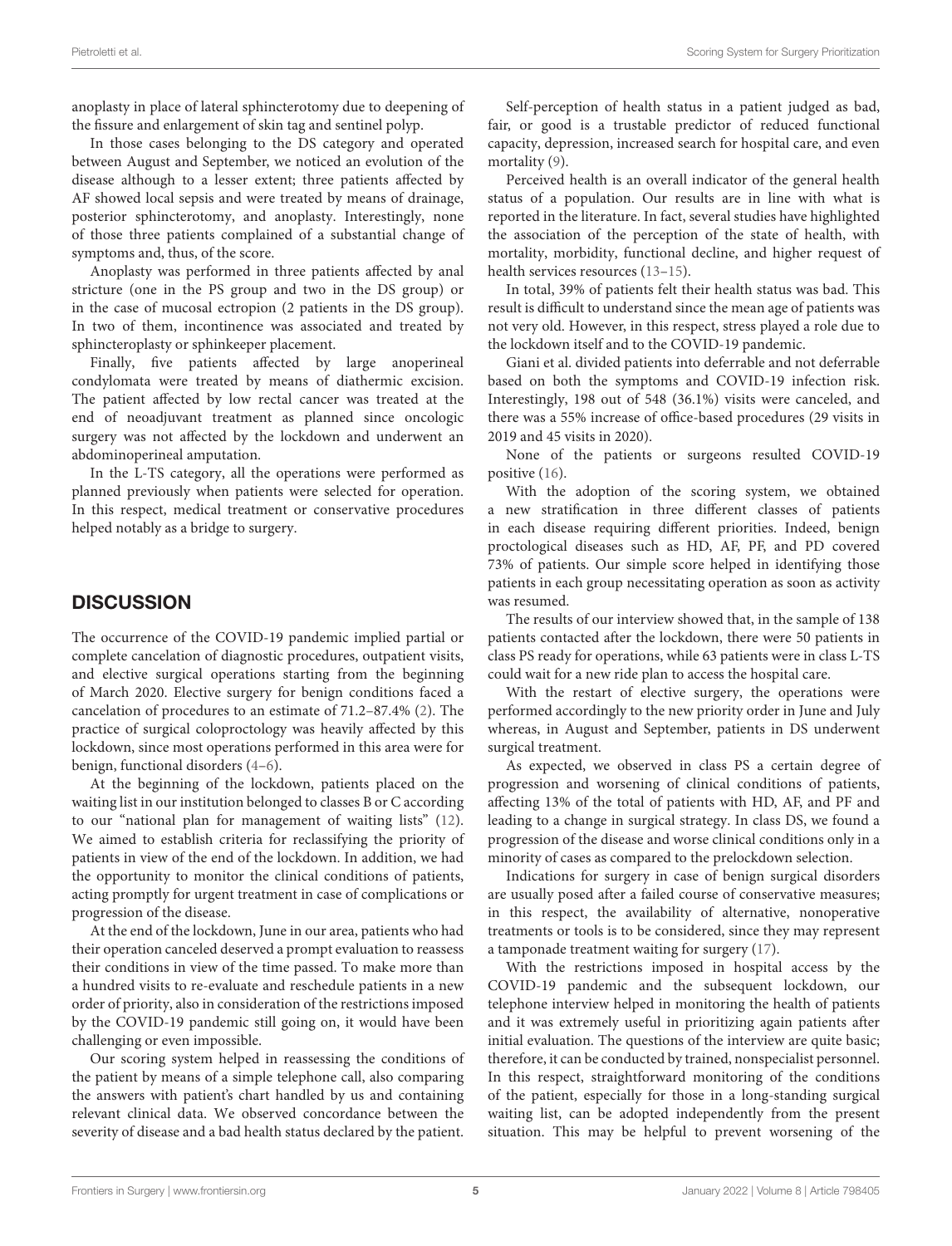anoplasty in place of lateral sphincterotomy due to deepening of the fissure and enlargement of skin tag and sentinel polyp.

In those cases belonging to the DS category and operated between August and September, we noticed an evolution of the disease although to a lesser extent; three patients affected by AF showed local sepsis and were treated by means of drainage, posterior sphincterotomy, and anoplasty. Interestingly, none of those three patients complained of a substantial change of symptoms and, thus, of the score.

Anoplasty was performed in three patients affected by anal stricture (one in the PS group and two in the DS group) or in the case of mucosal ectropion (2 patients in the DS group). In two of them, incontinence was associated and treated by sphincteroplasty or sphinkeeper placement.

Finally, five patients affected by large anoperineal condylomata were treated by means of diathermic excision. The patient affected by low rectal cancer was treated at the end of neoadjuvant treatment as planned since oncologic surgery was not affected by the lockdown and underwent an abdominoperineal amputation.

In the L-TS category, all the operations were performed as planned previously when patients were selected for operation. In this respect, medical treatment or conservative procedures helped notably as a bridge to surgery.

## DISCUSSION

The occurrence of the COVID-19 pandemic implied partial or complete cancelation of diagnostic procedures, outpatient visits, and elective surgical operations starting from the beginning of March 2020. Elective surgery for benign conditions faced a cancelation of procedures to an estimate of 71.2–87.4% (2). The practice of surgical coloproctology was heavily affected by this lockdown, since most operations performed in this area were for benign, functional disorders (4–6).

At the beginning of the lockdown, patients placed on the waiting list in our institution belonged to classes B or C according to our "national plan for management of waiting lists" (12). We aimed to establish criteria for reclassifying the priority of patients in view of the end of the lockdown. In addition, we had the opportunity to monitor the clinical conditions of patients, acting promptly for urgent treatment in case of complications or progression of the disease.

At the end of the lockdown, June in our area, patients who had their operation canceled deserved a prompt evaluation to reassess their conditions in view of the time passed. To make more than a hundred visits to re-evaluate and reschedule patients in a new order of priority, also in consideration of the restrictions imposed by the COVID-19 pandemic still going on, it would have been challenging or even impossible.

Our scoring system helped in reassessing the conditions of the patient by means of a simple telephone call, also comparing the answers with patient's chart handled by us and containing relevant clinical data. We observed concordance between the severity of disease and a bad health status declared by the patient.

Self-perception of health status in a patient judged as bad, fair, or good is a trustable predictor of reduced functional capacity, depression, increased search for hospital care, and even mortality (9).

Perceived health is an overall indicator of the general health status of a population. Our results are in line with what is reported in the literature. In fact, several studies have highlighted the association of the perception of the state of health, with mortality, morbidity, functional decline, and higher request of health services resources (13–15).

In total, 39% of patients felt their health status was bad. This result is difficult to understand since the mean age of patients was not very old. However, in this respect, stress played a role due to the lockdown itself and to the COVID-19 pandemic.

Giani et al. divided patients into deferrable and not deferrable based on both the symptoms and COVID-19 infection risk. Interestingly, 198 out of 548 (36.1%) visits were canceled, and there was a 55% increase of office-based procedures (29 visits in 2019 and 45 visits in 2020).

None of the patients or surgeons resulted COVID-19 positive (16).

With the adoption of the scoring system, we obtained a new stratification in three different classes of patients in each disease requiring different priorities. Indeed, benign proctological diseases such as HD, AF, PF, and PD covered 73% of patients. Our simple score helped in identifying those patients in each group necessitating operation as soon as activity was resumed.

The results of our interview showed that, in the sample of 138 patients contacted after the lockdown, there were 50 patients in class PS ready for operations, while 63 patients were in class L-TS could wait for a new ride plan to access the hospital care.

With the restart of elective surgery, the operations were performed accordingly to the new priority order in June and July whereas, in August and September, patients in DS underwent surgical treatment.

As expected, we observed in class PS a certain degree of progression and worsening of clinical conditions of patients, affecting 13% of the total of patients with HD, AF, and PF and leading to a change in surgical strategy. In class DS, we found a progression of the disease and worse clinical conditions only in a minority of cases as compared to the prelockdown selection.

Indications for surgery in case of benign surgical disorders are usually posed after a failed course of conservative measures; in this respect, the availability of alternative, nonoperative treatments or tools is to be considered, since they may represent a tamponade treatment waiting for surgery (17).

With the restrictions imposed in hospital access by the COVID-19 pandemic and the subsequent lockdown, our telephone interview helped in monitoring the health of patients and it was extremely useful in prioritizing again patients after initial evaluation. The questions of the interview are quite basic; therefore, it can be conducted by trained, nonspecialist personnel. In this respect, straightforward monitoring of the conditions of the patient, especially for those in a long-standing surgical waiting list, can be adopted independently from the present situation. This may be helpful to prevent worsening of the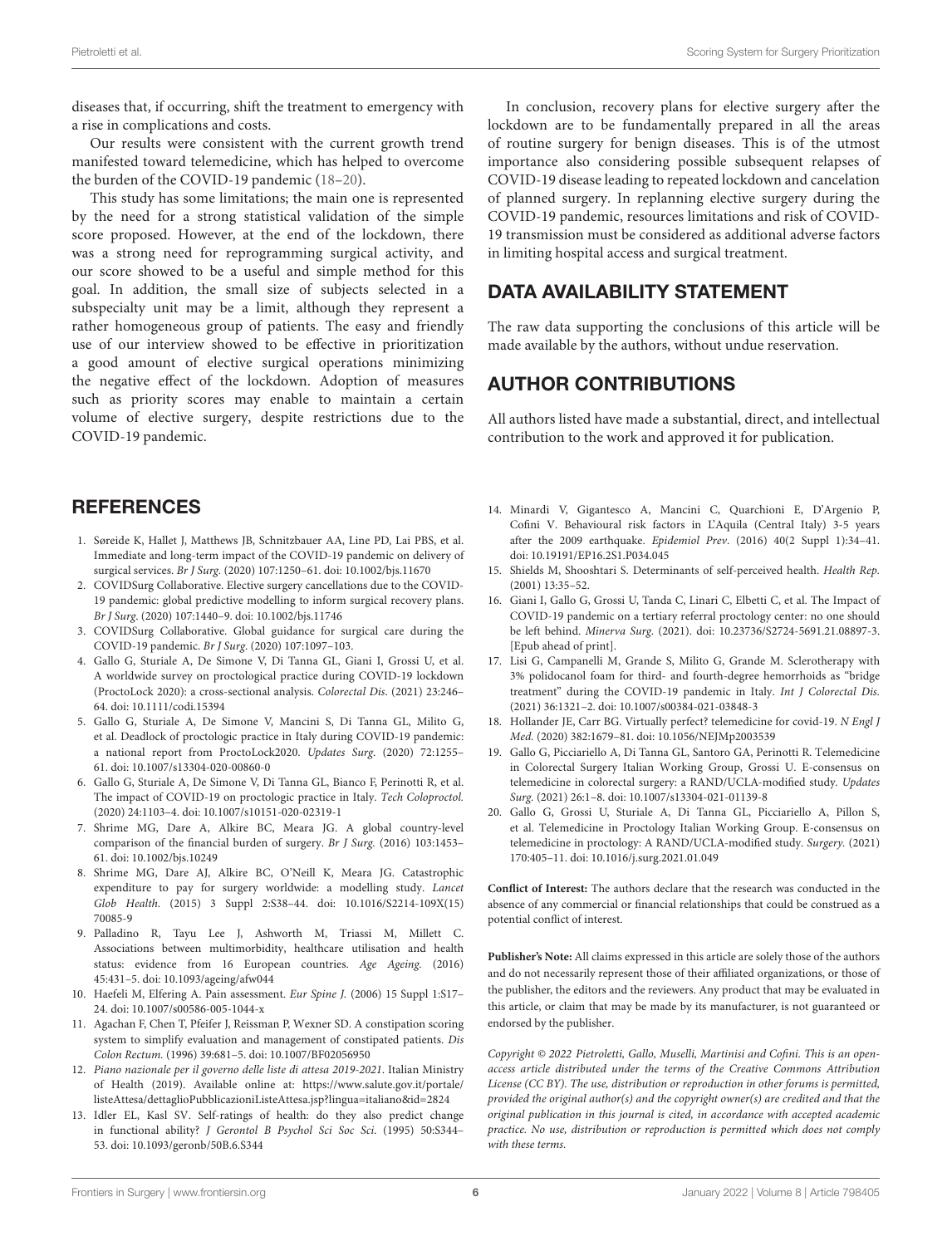diseases that, if occurring, shift the treatment to emergency with a rise in complications and costs.

Our results were consistent with the current growth trend manifested toward telemedicine, which has helped to overcome the burden of the COVID-19 pandemic (18–20).

This study has some limitations; the main one is represented by the need for a strong statistical validation of the simple score proposed. However, at the end of the lockdown, there was a strong need for reprogramming surgical activity, and our score showed to be a useful and simple method for this goal. In addition, the small size of subjects selected in a subspecialty unit may be a limit, although they represent a rather homogeneous group of patients. The easy and friendly use of our interview showed to be effective in prioritization a good amount of elective surgical operations minimizing the negative effect of the lockdown. Adoption of measures such as priority scores may enable to maintain a certain volume of elective surgery, despite restrictions due to the COVID-19 pandemic.

In conclusion, recovery plans for elective surgery after the lockdown are to be fundamentally prepared in all the areas of routine surgery for benign diseases. This is of the utmost importance also considering possible subsequent relapses of COVID-19 disease leading to repeated lockdown and cancelation of planned surgery. In replanning elective surgery during the COVID-19 pandemic, resources limitations and risk of COVID-19 transmission must be considered as additional adverse factors in limiting hospital access and surgical treatment.

## DATA AVAILABILITY STATEMENT

The raw data supporting the conclusions of this article will be made available by the authors, without undue reservation.

## AUTHOR CONTRIBUTIONS

All authors listed have made a substantial, direct, and intellectual contribution to the work and approved it for publication.

## REFERENCES

1. Søreide K, Hallet J, Matthews JB, Schnitzbauer AA, Line PD, Lai PBS, et al. Immediate and long-term impact of the COVID-19 pandemic on delivery of surgical services. *Br J Surg.* (2020) 107:1250–61. doi: 10.1002/bjs.11670
2. COVIDSurg Collaborative. Elective surgery cancellations due to the COVID-19 pandemic: global predictive modelling to inform surgical recovery plans. *Br J Surg.* (2020) 107:1440–9. doi: 10.1002/bjs.11746
3. COVIDSurg Collaborative. Global guidance for surgical care during the COVID-19 pandemic. *Br J Surg.* (2020) 107:1097–103.
4. Gallo G, Sturiale A, De Simone V, Di Tanna GL, Giani I, Grossi U, et al. A worldwide survey on proctological practice during COVID-19 lockdown (ProctoLock 2020): a cross-sectional analysis. *Colorectal Dis.* (2021) 23:246–64. doi: 10.1111/codi.15394
5. Gallo G, Sturiale A, De Simone V, Mancini S, Di Tanna GL, Milito G, et al. Deadlock of proctologic practice in Italy during COVID-19 pandemic: a national report from ProctoLock2020. *Updates Surg.* (2020) 72:1255–61. doi: 10.1007/s13304-020-00860-0
6. Gallo G, Sturiale A, De Simone V, Di Tanna GL, Bianco F, Perinotti R, et al. The impact of COVID-19 on proctologic practice in Italy. *Tech Coloproctol.* (2020) 24:1103–4. doi: 10.1007/s10151-020-02319-1
7. Shrime MG, Dare A, Alkire BC, Meara JG. A global country-level comparison of the financial burden of surgery. *Br J Surg.* (2016) 103:1453–61. doi: 10.1002/bjs.10249
8. Shrime MG, Dare AJ, Alkire BC, O'Neill K, Meara JG. Catastrophic expenditure to pay for surgery worldwide: a modelling study. *Lancet Glob Health.* (2015) 3 Suppl 2:S38–44. doi: 10.1016/S2214-109X(15)70085-9
9. Palladino R, Tayu Lee J, Ashworth M, Triassi M, Millett C. Associations between multimorbidity, healthcare utilisation and health status: evidence from 16 European countries. *Age Ageing.* (2016) 45:431–5. doi: 10.1093/ageing/afw044
10. Haefeli M, Elfering A. Pain assessment. *Eur Spine J.* (2006) 15 Suppl 1:S17–24. doi: 10.1007/s00586-005-1044-x
11. Agachan F, Chen T, Pfeifer J, Reissman P, Wexner SD. A constipation scoring system to simplify evaluation and management of constipated patients. *Dis Colon Rectum.* (1996) 39:681–5. doi: 10.1007/BF02056950
12. *Piano nazionale per il governo delle liste di attesa 2019-2021.* Italian Ministry of Health (2019). Available online at: https://www.salute.gov.it/portale/listeAttesa/dettaglioPubblicazioniListeAttesa.jsp?lingua=italiano&id=2824
13. Idler EL, Kasl SV. Self-ratings of health: do they also predict change in functional ability? *J Gerontol B Psychol Sci Soc Sci.* (1995) 50:S344–53. doi: 10.1093/geronb/50B.6.S344
14. Minardi V, Gigantesco A, Mancini C, Quarchioni E, D'Argenio P, Cofini V. Behavioural risk factors in L'Aquila (Central Italy) 3-5 years after the 2009 earthquake. *Epidemiol Prev.* (2016) 40(2 Suppl 1):34–41. doi: 10.19191/EP16.2S1.P034.045
15. Shields M, Shooshtari S. Determinants of self-perceived health. *Health Rep.* (2001) 13:35–52.
16. Giani I, Gallo G, Grossi U, Tanda C, Linari C, Elbetti C, et al. The Impact of COVID-19 pandemic on a tertiary referral proctology center: no one should be left behind. *Minerva Surg.* (2021). doi: 10.23736/S2724-5691.21.08897-3. [Epub ahead of print].
17. Lisi G, Campanelli M, Grande S, Milito G, Grande M. Sclerotherapy with 3% polidocanol foam for third- and fourth-degree hemorrhoids as "bridge treatment" during the COVID-19 pandemic in Italy. *Int J Colorectal Dis.* (2021) 36:1321–2. doi: 10.1007/s00384-021-03848-3
18. Hollander JE, Carr BG. Virtually perfect? telemedicine for covid-19. *N Engl J Med.* (2020) 382:1679–81. doi: 10.1056/NEJMp2003539
19. Gallo G, Picciariello A, Di Tanna GL, Santoro GA, Perinotti R. Telemedicine in Colorectal Surgery Italian Working Group, Grossi U. E-consensus on telemedicine in colorectal surgery: a RAND/UCLA-modified study. *Updates Surg.* (2021) 26:1–8. doi: 10.1007/s13304-021-01139-8
20. Gallo G, Grossi U, Sturiale A, Di Tanna GL, Picciariello A, Pillon S, et al. Telemedicine in Proctology Italian Working Group. E-consensus on telemedicine in proctology: A RAND/UCLA-modified study. *Surgery.* (2021) 170:405–11. doi: 10.1016/j.surg.2021.01.049

**Conflict of Interest:** The authors declare that the research was conducted in the absence of any commercial or financial relationships that could be construed as a potential conflict of interest.

**Publisher's Note:** All claims expressed in this article are solely those of the authors and do not necessarily represent those of their affiliated organizations, or those of the publisher, the editors and the reviewers. Any product that may be evaluated in this article, or claim that may be made by its manufacturer, is not guaranteed or endorsed by the publisher.

*Copyright © 2022 Pietroletti, Gallo, Muselli, Martinisi and Cofini. This is an open-access article distributed under the terms of the Creative Commons Attribution License (CC BY). The use, distribution or reproduction in other forums is permitted, provided the original author(s) and the copyright owner(s) are credited and that the original publication in this journal is cited, in accordance with accepted academic practice. No use, distribution or reproduction is permitted which does not comply with these terms.*